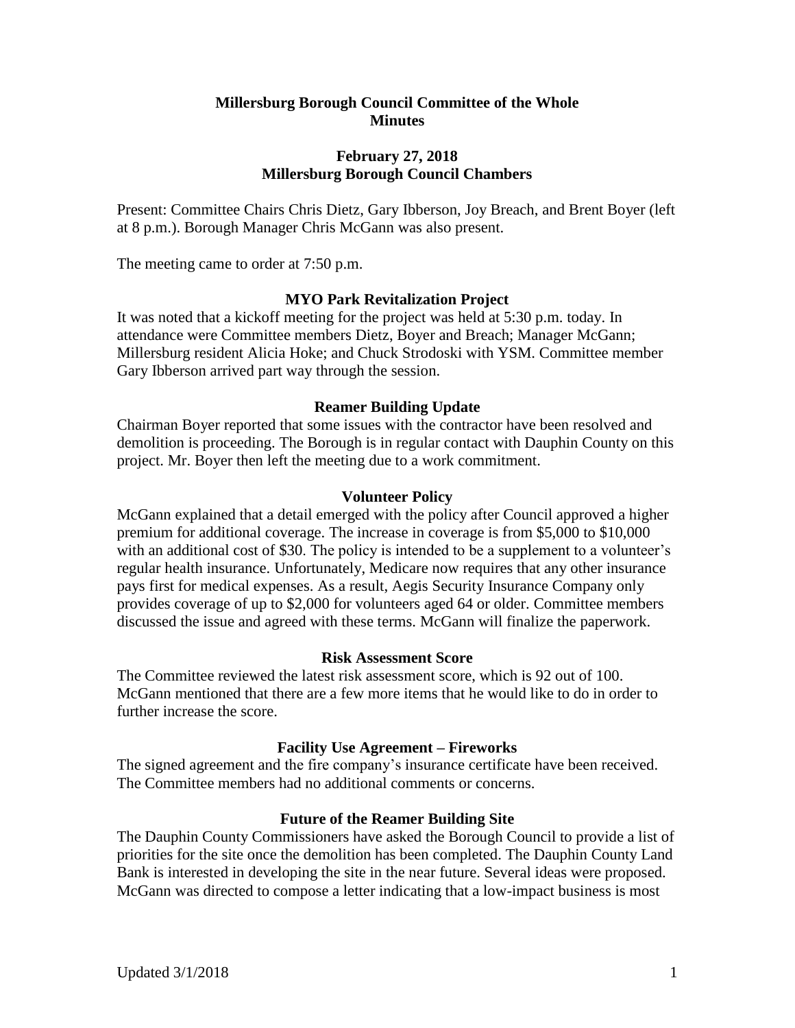# Millersburg Borough Council Committee of the Whole
# Minutes

## February 27, 2018
## Millersburg Borough Council Chambers

Present: Committee Chairs Chris Dietz, Gary Ibberson, Joy Breach, and Brent Boyer (left at 8 p.m.). Borough Manager Chris McGann was also present.

The meeting came to order at 7:50 p.m.

### MYO Park Revitalization Project

It was noted that a kickoff meeting for the project was held at 5:30 p.m. today. In attendance were Committee members Dietz, Boyer and Breach; Manager McGann; Millersburg resident Alicia Hoke; and Chuck Strodoski with YSM. Committee member Gary Ibberson arrived part way through the session.

### Reamer Building Update

Chairman Boyer reported that some issues with the contractor have been resolved and demolition is proceeding. The Borough is in regular contact with Dauphin County on this project. Mr. Boyer then left the meeting due to a work commitment.

### Volunteer Policy

McGann explained that a detail emerged with the policy after Council approved a higher premium for additional coverage. The increase in coverage is from $5,000 to $10,000 with an additional cost of $30. The policy is intended to be a supplement to a volunteer's regular health insurance. Unfortunately, Medicare now requires that any other insurance pays first for medical expenses. As a result, Aegis Security Insurance Company only provides coverage of up to $2,000 for volunteers aged 64 or older. Committee members discussed the issue and agreed with these terms. McGann will finalize the paperwork.

### Risk Assessment Score

The Committee reviewed the latest risk assessment score, which is 92 out of 100. McGann mentioned that there are a few more items that he would like to do in order to further increase the score.

### Facility Use Agreement – Fireworks

The signed agreement and the fire company's insurance certificate have been received. The Committee members had no additional comments or concerns.

### Future of the Reamer Building Site

The Dauphin County Commissioners have asked the Borough Council to provide a list of priorities for the site once the demolition has been completed. The Dauphin County Land Bank is interested in developing the site in the near future. Several ideas were proposed. McGann was directed to compose a letter indicating that a low-impact business is most

Updated 3/1/2018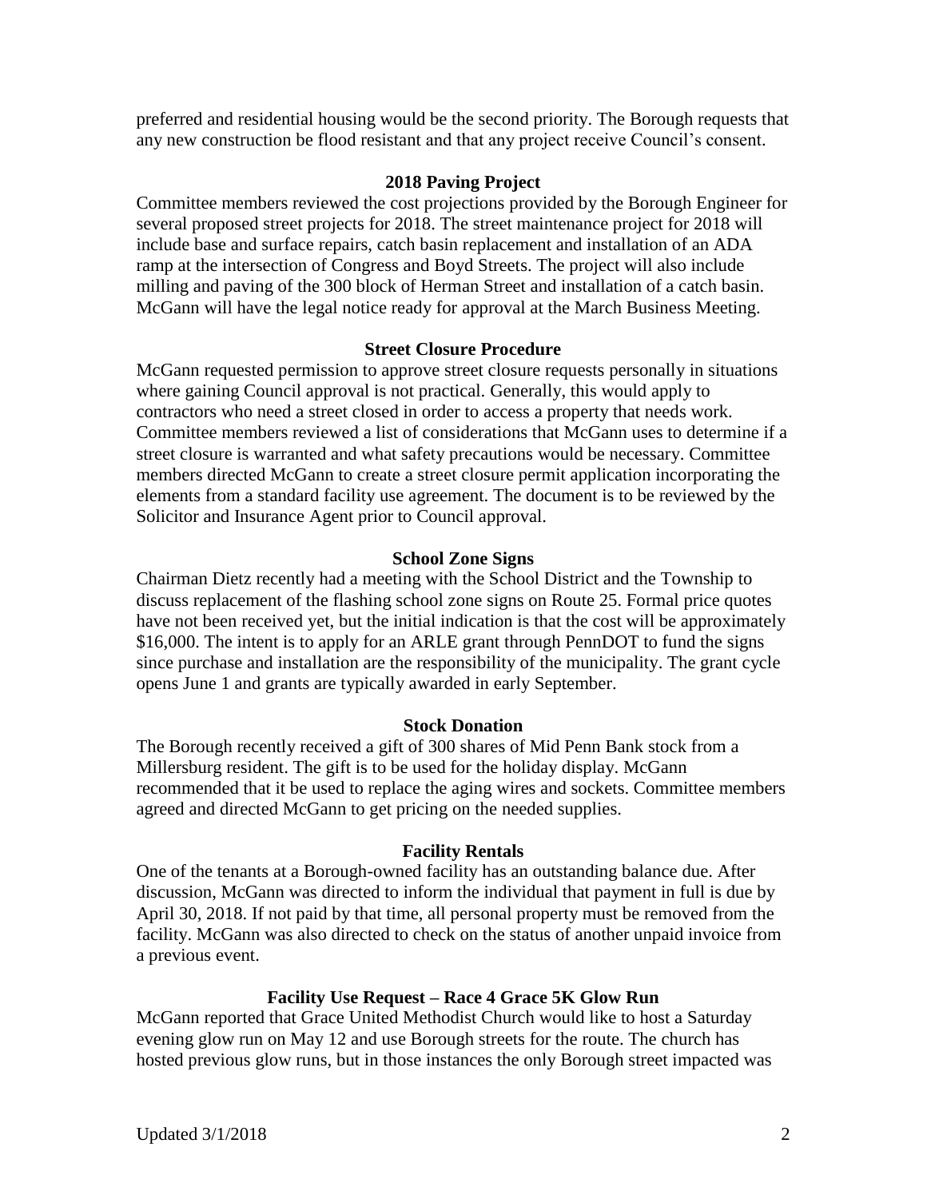preferred and residential housing would be the second priority. The Borough requests that any new construction be flood resistant and that any project receive Council's consent.

**2018 Paving Project**

Committee members reviewed the cost projections provided by the Borough Engineer for several proposed street projects for 2018. The street maintenance project for 2018 will include base and surface repairs, catch basin replacement and installation of an ADA ramp at the intersection of Congress and Boyd Streets. The project will also include milling and paving of the 300 block of Herman Street and installation of a catch basin. McGann will have the legal notice ready for approval at the March Business Meeting.

**Street Closure Procedure**

McGann requested permission to approve street closure requests personally in situations where gaining Council approval is not practical. Generally, this would apply to contractors who need a street closed in order to access a property that needs work. Committee members reviewed a list of considerations that McGann uses to determine if a street closure is warranted and what safety precautions would be necessary. Committee members directed McGann to create a street closure permit application incorporating the elements from a standard facility use agreement. The document is to be reviewed by the Solicitor and Insurance Agent prior to Council approval.

**School Zone Signs**

Chairman Dietz recently had a meeting with the School District and the Township to discuss replacement of the flashing school zone signs on Route 25. Formal price quotes have not been received yet, but the initial indication is that the cost will be approximately $16,000. The intent is to apply for an ARLE grant through PennDOT to fund the signs since purchase and installation are the responsibility of the municipality. The grant cycle opens June 1 and grants are typically awarded in early September.

**Stock Donation**

The Borough recently received a gift of 300 shares of Mid Penn Bank stock from a Millersburg resident. The gift is to be used for the holiday display. McGann recommended that it be used to replace the aging wires and sockets. Committee members agreed and directed McGann to get pricing on the needed supplies.

**Facility Rentals**

One of the tenants at a Borough-owned facility has an outstanding balance due. After discussion, McGann was directed to inform the individual that payment in full is due by April 30, 2018. If not paid by that time, all personal property must be removed from the facility. McGann was also directed to check on the status of another unpaid invoice from a previous event.

**Facility Use Request – Race 4 Grace 5K Glow Run**

McGann reported that Grace United Methodist Church would like to host a Saturday evening glow run on May 12 and use Borough streets for the route. The church has hosted previous glow runs, but in those instances the only Borough street impacted was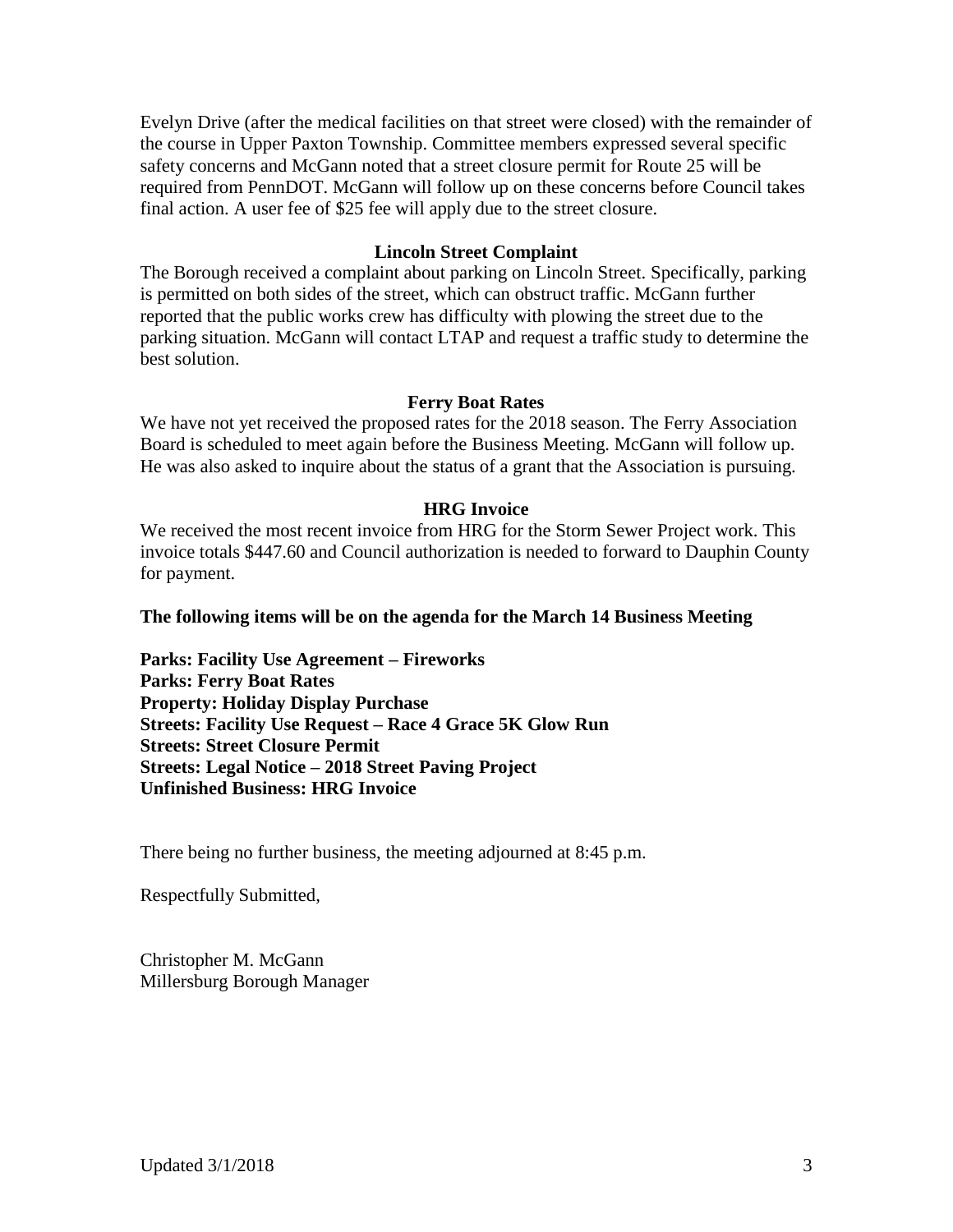Evelyn Drive (after the medical facilities on that street were closed) with the remainder of the course in Upper Paxton Township. Committee members expressed several specific safety concerns and McGann noted that a street closure permit for Route 25 will be required from PennDOT. McGann will follow up on these concerns before Council takes final action. A user fee of $25 fee will apply due to the street closure.

**Lincoln Street Complaint**

The Borough received a complaint about parking on Lincoln Street. Specifically, parking is permitted on both sides of the street, which can obstruct traffic. McGann further reported that the public works crew has difficulty with plowing the street due to the parking situation. McGann will contact LTAP and request a traffic study to determine the best solution.

**Ferry Boat Rates**

We have not yet received the proposed rates for the 2018 season. The Ferry Association Board is scheduled to meet again before the Business Meeting. McGann will follow up. He was also asked to inquire about the status of a grant that the Association is pursuing.

**HRG Invoice**

We received the most recent invoice from HRG for the Storm Sewer Project work. This invoice totals $447.60 and Council authorization is needed to forward to Dauphin County for payment.

**The following items will be on the agenda for the March 14 Business Meeting**

**Parks: Facility Use Agreement – Fireworks**
**Parks: Ferry Boat Rates**
**Property: Holiday Display Purchase**
**Streets: Facility Use Request – Race 4 Grace 5K Glow Run**
**Streets: Street Closure Permit**
**Streets: Legal Notice – 2018 Street Paving Project**
**Unfinished Business: HRG Invoice**

There being no further business, the meeting adjourned at 8:45 p.m.

Respectfully Submitted,

Christopher M. McGann
Millersburg Borough Manager

Updated 3/1/2018